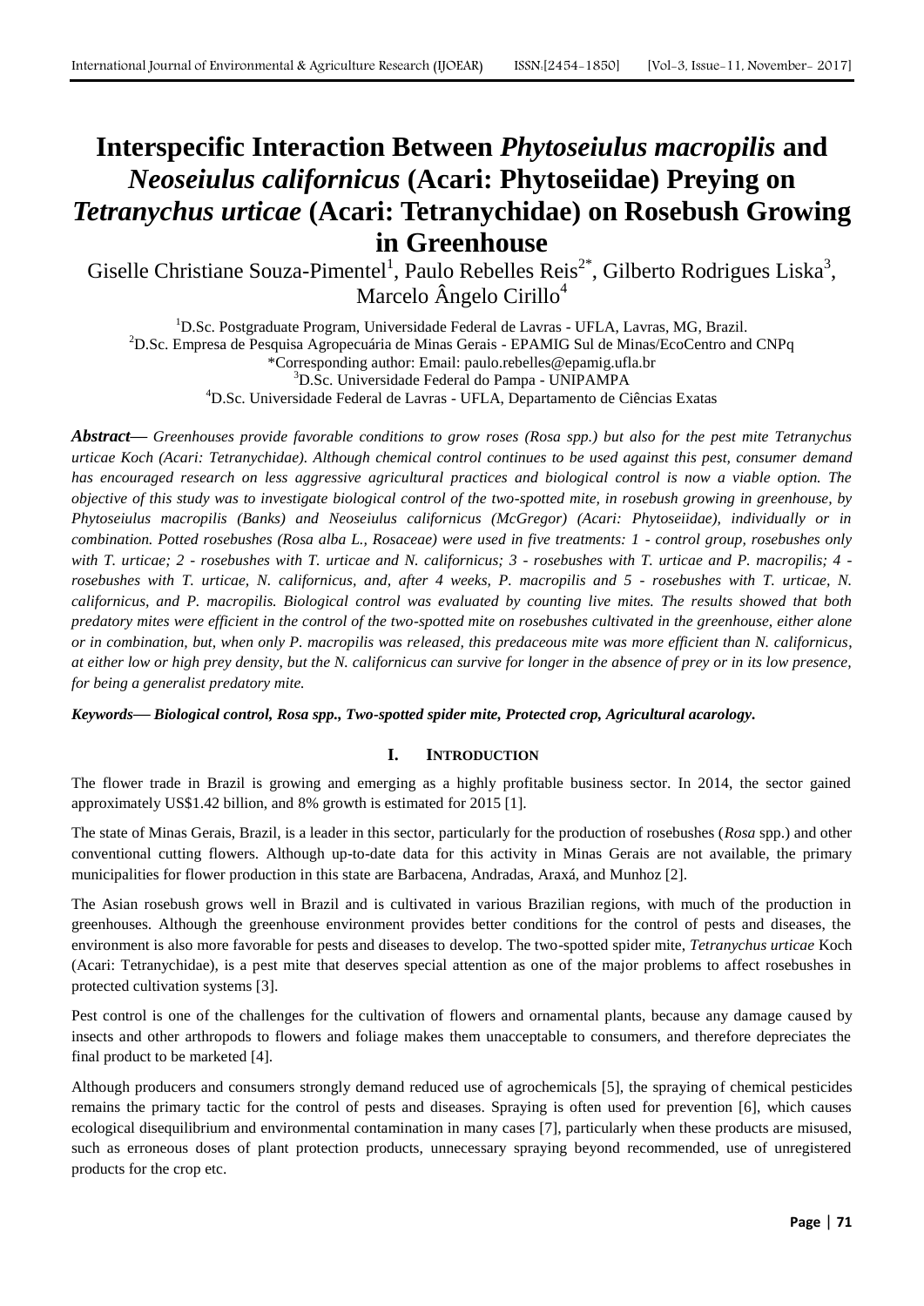# Interspecific Interaction Between *Phytoseiulus macropilis* and *Neoseiulus californicus* (Acari: Phytoseiidae) Preying on *Tetranychus urticae* (Acari: Tetranychidae) on Rosebush Growing in Greenhouse

Giselle Christiane Souza-Pimentel[1], Paulo Rebelles Reis[2*], Gilberto Rodrigues Liska[3], Marcelo Ângelo Cirillo[4]

[1]D.Sc. Postgraduate Program, Universidade Federal de Lavras - UFLA, Lavras, MG, Brazil.
[2]D.Sc. Empresa de Pesquisa Agropecuária de Minas Gerais - EPAMIG Sul de Minas/EcoCentro and CNPq
*Corresponding author: Email: paulo.rebelles@epamig.ufla.br
[3]D.Sc. Universidade Federal do Pampa - UNIPAMPA
[4]D.Sc. Universidade Federal de Lavras - UFLA, Departamento de Ciências Exatas

***Abstract*****—** *Greenhouses provide favorable conditions to grow roses (Rosa spp.) but also for the pest mite Tetranychus urticae Koch (Acari: Tetranychidae). Although chemical control continues to be used against this pest, consumer demand has encouraged research on less aggressive agricultural practices and biological control is now a viable option. The objective of this study was to investigate biological control of the two-spotted mite, in rosebush growing in greenhouse, by Phytoseiulus macropilis (Banks) and Neoseiulus californicus (McGregor) (Acari: Phytoseiidae), individually or in combination. Potted rosebushes (Rosa alba L., Rosaceae) were used in five treatments: 1 - control group, rosebushes only with T. urticae; 2 - rosebushes with T. urticae and N. californicus; 3 - rosebushes with T. urticae and P. macropilis; 4 - rosebushes with T. urticae, N. californicus, and, after 4 weeks, P. macropilis and 5 - rosebushes with T. urticae, N. californicus, and P. macropilis. Biological control was evaluated by counting live mites. The results showed that both predatory mites were efficient in the control of the two-spotted mite on rosebushes cultivated in the greenhouse, either alone or in combination, but, when only P. macropilis was released, this predaceous mite was more efficient than N. californicus, at either low or high prey density, but the N. californicus can survive for longer in the absence of prey or in its low presence, for being a generalist predatory mite.*

***Keywords— Biological control, Rosa spp., Two-spotted spider mite, Protected crop, Agricultural acarology.***

## I. INTRODUCTION

The flower trade in Brazil is growing and emerging as a highly profitable business sector. In 2014, the sector gained approximately US$1.42 billion, and 8% growth is estimated for 2015 [1].

The state of Minas Gerais, Brazil, is a leader in this sector, particularly for the production of rosebushes (*Rosa* spp.) and other conventional cutting flowers. Although up-to-date data for this activity in Minas Gerais are not available, the primary municipalities for flower production in this state are Barbacena, Andradas, Araxá, and Munhoz [2].

The Asian rosebush grows well in Brazil and is cultivated in various Brazilian regions, with much of the production in greenhouses. Although the greenhouse environment provides better conditions for the control of pests and diseases, the environment is also more favorable for pests and diseases to develop. The two-spotted spider mite, *Tetranychus urticae* Koch (Acari: Tetranychidae), is a pest mite that deserves special attention as one of the major problems to affect rosebushes in protected cultivation systems [3].

Pest control is one of the challenges for the cultivation of flowers and ornamental plants, because any damage caused by insects and other arthropods to flowers and foliage makes them unacceptable to consumers, and therefore depreciates the final product to be marketed [4].

Although producers and consumers strongly demand reduced use of agrochemicals [5], the spraying of chemical pesticides remains the primary tactic for the control of pests and diseases. Spraying is often used for prevention [6], which causes ecological disequilibrium and environmental contamination in many cases [7], particularly when these products are misused, such as erroneous doses of plant protection products, unnecessary spraying beyond recommended, use of unregistered products for the crop etc.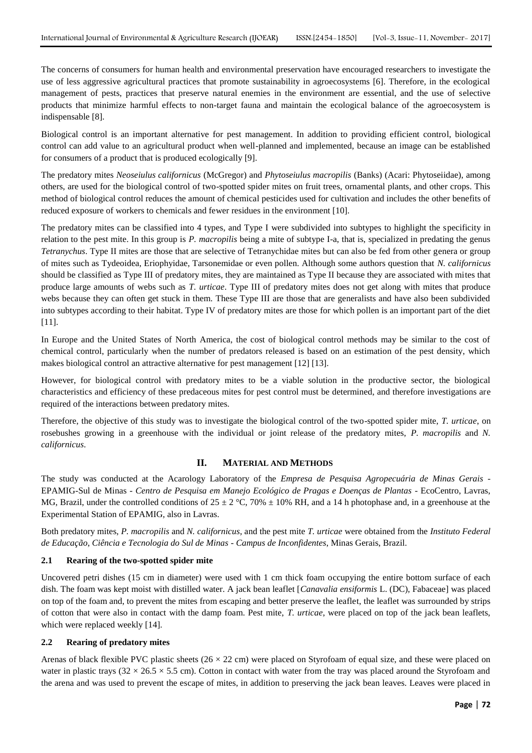The concerns of consumers for human health and environmental preservation have encouraged researchers to investigate the use of less aggressive agricultural practices that promote sustainability in agroecosystems [6]. Therefore, in the ecological management of pests, practices that preserve natural enemies in the environment are essential, and the use of selective products that minimize harmful effects to non-target fauna and maintain the ecological balance of the agroecosystem is indispensable [8].

Biological control is an important alternative for pest management. In addition to providing efficient control, biological control can add value to an agricultural product when well-planned and implemented, because an image can be established for consumers of a product that is produced ecologically [9].

The predatory mites *Neoseiulus californicus* (McGregor) and *Phytoseiulus macropilis* (Banks) (Acari: Phytoseiidae), among others, are used for the biological control of two-spotted spider mites on fruit trees, ornamental plants, and other crops. This method of biological control reduces the amount of chemical pesticides used for cultivation and includes the other benefits of reduced exposure of workers to chemicals and fewer residues in the environment [10].

The predatory mites can be classified into 4 types, and Type I were subdivided into subtypes to highlight the specificity in relation to the pest mite. In this group is *P. macropilis* being a mite of subtype I-a, that is, specialized in predating the genus *Tetranychus*. Type II mites are those that are selective of Tetranychidae mites but can also be fed from other genera or group of mites such as Tydeoidea, Eriophyidae, Tarsonemidae or even pollen. Although some authors question that *N. californicus* should be classified as Type III of predatory mites, they are maintained as Type II because they are associated with mites that produce large amounts of webs such as *T. urticae*. Type III of predatory mites does not get along with mites that produce webs because they can often get stuck in them. These Type III are those that are generalists and have also been subdivided into subtypes according to their habitat. Type IV of predatory mites are those for which pollen is an important part of the diet [11].

In Europe and the United States of North America, the cost of biological control methods may be similar to the cost of chemical control, particularly when the number of predators released is based on an estimation of the pest density, which makes biological control an attractive alternative for pest management [12] [13].

However, for biological control with predatory mites to be a viable solution in the productive sector, the biological characteristics and efficiency of these predaceous mites for pest control must be determined, and therefore investigations are required of the interactions between predatory mites.

Therefore, the objective of this study was to investigate the biological control of the two-spotted spider mite, *T. urticae*, on rosebushes growing in a greenhouse with the individual or joint release of the predatory mites, *P. macropilis* and *N. californicus*.

## II. MATERIAL AND METHODS

The study was conducted at the Acarology Laboratory of the *Empresa de Pesquisa Agropecuária de Minas Gerais* - EPAMIG-Sul de Minas - *Centro de Pesquisa em Manejo Ecológico de Pragas e Doenças de Plantas* - EcoCentro, Lavras, MG, Brazil, under the controlled conditions of $25 \pm 2$ °C, 70% $\pm$ 10% RH, and a 14 h photophase and, in a greenhouse at the Experimental Station of EPAMIG, also in Lavras.

Both predatory mites, *P. macropilis* and *N. californicus*, and the pest mite *T. urticae* were obtained from the *Instituto Federal de Educação, Ciência e Tecnologia do Sul de Minas - Campus de Inconfidentes*, Minas Gerais, Brazil.

### 2.1 Rearing of the two-spotted spider mite

Uncovered petri dishes (15 cm in diameter) were used with 1 cm thick foam occupying the entire bottom surface of each dish. The foam was kept moist with distilled water. A jack bean leaflet [*Canavalia ensiformis* L. (DC), Fabaceae] was placed on top of the foam and, to prevent the mites from escaping and better preserve the leaflet, the leaflet was surrounded by strips of cotton that were also in contact with the damp foam. Pest mite, *T. urticae*, were placed on top of the jack bean leaflets, which were replaced weekly [14].

### 2.2 Rearing of predatory mites

Arenas of black flexible PVC plastic sheets ($26 \times 22$ cm) were placed on Styrofoam of equal size, and these were placed on water in plastic trays ($32 \times 26.5 \times 5.5$ cm). Cotton in contact with water from the tray was placed around the Styrofoam and the arena and was used to prevent the escape of mites, in addition to preserving the jack bean leaves. Leaves were placed in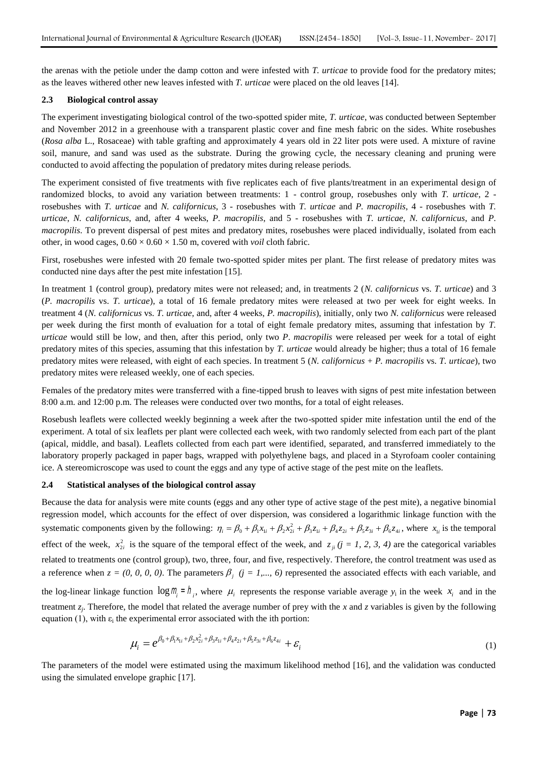the arenas with the petiole under the damp cotton and were infested with *T. urticae* to provide food for the predatory mites; as the leaves withered other new leaves infested with *T. urticae* were placed on the old leaves [14].

### 2.3 Biological control assay

The experiment investigating biological control of the two-spotted spider mite, *T. urticae*, was conducted between September and November 2012 in a greenhouse with a transparent plastic cover and fine mesh fabric on the sides. White rosebushes (*Rosa alba* L., Rosaceae) with table grafting and approximately 4 years old in 22 liter pots were used. A mixture of ravine soil, manure, and sand was used as the substrate. During the growing cycle, the necessary cleaning and pruning were conducted to avoid affecting the population of predatory mites during release periods.

The experiment consisted of five treatments with five replicates each of five plants/treatment in an experimental design of randomized blocks, to avoid any variation between treatments: 1 - control group, rosebushes only with *T. urticae*, 2 - rosebushes with *T. urticae* and *N. californicus*, 3 - rosebushes with *T. urticae* and *P. macropilis*, 4 - rosebushes with *T. urticae*, *N. californicus*, and, after 4 weeks, *P. macropilis*, and 5 - rosebushes with *T. urticae*, *N. californicus*, and *P. macropilis*. To prevent dispersal of pest mites and predatory mites, rosebushes were placed individually, isolated from each other, in wood cages, $0.60 \times 0.60 \times 1.50$ m, covered with *voil* cloth fabric.

First, rosebushes were infested with 20 female two-spotted spider mites per plant. The first release of predatory mites was conducted nine days after the pest mite infestation [15].

In treatment 1 (control group), predatory mites were not released; and, in treatments 2 (*N. californicus* vs. *T. urticae*) and 3 (*P. macropilis* vs. *T. urticae*), a total of 16 female predatory mites were released at two per week for eight weeks. In treatment 4 (*N. californicus* vs. *T. urticae*, and, after 4 weeks, *P. macropilis*), initially, only two *N. californicus* were released per week during the first month of evaluation for a total of eight female predatory mites, assuming that infestation by *T. urticae* would still be low, and then, after this period, only two *P. macropilis* were released per week for a total of eight predatory mites of this species, assuming that this infestation by *T. urticae* would already be higher; thus a total of 16 female predatory mites were released, with eight of each species. In treatment 5 (*N. californicus* + *P. macropilis* vs. *T. urticae*), two predatory mites were released weekly, one of each species.

Females of the predatory mites were transferred with a fine-tipped brush to leaves with signs of pest mite infestation between 8:00 a.m. and 12:00 p.m. The releases were conducted over two months, for a total of eight releases.

Rosebush leaflets were collected weekly beginning a week after the two-spotted spider mite infestation until the end of the experiment. A total of six leaflets per plant were collected each week, with two randomly selected from each part of the plant (apical, middle, and basal). Leaflets collected from each part were identified, separated, and transferred immediately to the laboratory properly packaged in paper bags, wrapped with polyethylene bags, and placed in a Styrofoam cooler containing ice. A stereomicroscope was used to count the eggs and any type of active stage of the pest mite on the leaflets.

### 2.4 Statistical analyses of the biological control assay

Because the data for analysis were mite counts (eggs and any other type of active stage of the pest mite), a negative binomial regression model, which accounts for the effect of over dispersion, was considered a logarithmic linkage function with the systematic components given by the following: $\eta_i = \beta_0 + \beta_1 x_{1i} + \beta_2 x_{2i}^2 + \beta_3 z_{1i} + \beta_4 z_{2i} + \beta_5 z_{3i} + \beta_6 z_{4i}$, where $x_{1i}$ is the temporal effect of the week, $x_{2i}^2$ is the square of the temporal effect of the week, and $z_{ji}$ $(j = 1, 2, 3, 4)$ are the categorical variables related to treatments one (control group), two, three, four, and five, respectively. Therefore, the control treatment was used as a reference when $z = (0, 0, 0, 0)$. The parameters $\beta_j$ $(j = 1,..., 6)$ represented the associated effects with each variable, and the log-linear linkage function $\log m_i = h_i$, where $\mu_i$ represents the response variable average $y_i$ in the week $x_i$ and in the treatment $z_j$. Therefore, the model that related the average number of prey with the *x* and *z* variables is given by the following equation (1), with $\varepsilon_i$ the experimental error associated with the ith portion:

$$\mu_i = e^{\beta_0 + \beta_1 x_{1i} + \beta_2 x_{2i}^2 + \beta_3 z_{1i} + \beta_4 z_{2i} + \beta_5 z_{3i} + \beta_6 z_{4i}} + \varepsilon_i \tag{1}$$

The parameters of the model were estimated using the maximum likelihood method [16], and the validation was conducted using the simulated envelope graphic [17].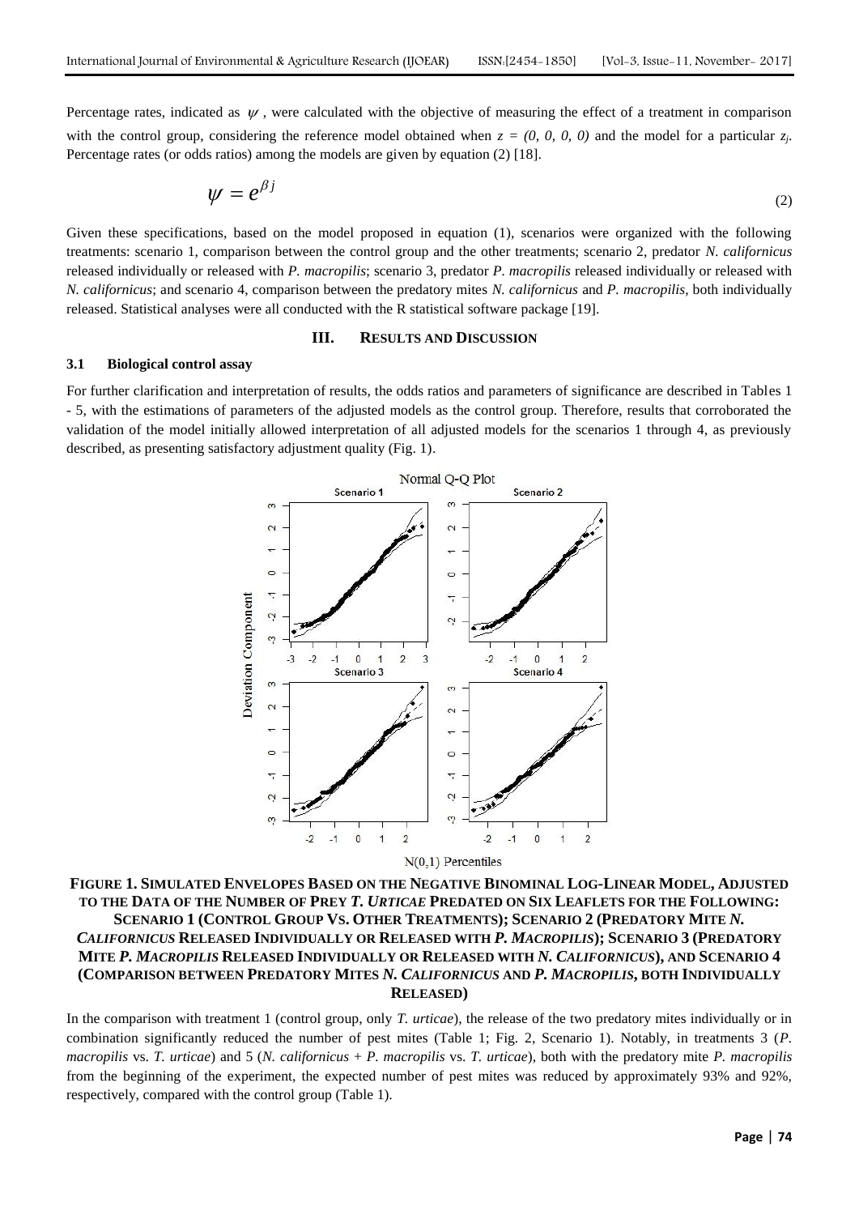Percentage rates, indicated as $\psi$ , were calculated with the objective of measuring the effect of a treatment in comparison with the control group, considering the reference model obtained when $z = (0, 0, 0, 0)$ and the model for a particular $z_j$. Percentage rates (or odds ratios) among the models are given by equation (2) [18].

$$\psi = e^{\beta j} \tag{2}$$

Given these specifications, based on the model proposed in equation (1), scenarios were organized with the following treatments: scenario 1, comparison between the control group and the other treatments; scenario 2, predator *N. californicus* released individually or released with *P. macropilis*; scenario 3, predator *P. macropilis* released individually or released with *N. californicus*; and scenario 4, comparison between the predatory mites *N. californicus* and *P. macropilis*, both individually released. Statistical analyses were all conducted with the R statistical software package [19].

## III. RESULTS AND DISCUSSION

### 3.1 Biological control assay

For further clarification and interpretation of results, the odds ratios and parameters of significance are described in Tables 1 - 5, with the estimations of parameters of the adjusted models as the control group. Therefore, results that corroborated the validation of the model initially allowed interpretation of all adjusted models for the scenarios 1 through 4, as previously described, as presenting satisfactory adjustment quality (Fig. 1).

**FIGURE 1. SIMULATED ENVELOPES BASED ON THE NEGATIVE BINOMINAL LOG-LINEAR MODEL, ADJUSTED TO THE DATA OF THE NUMBER OF PREY *T. URTICAE* PREDATED ON SIX LEAFLETS FOR THE FOLLOWING: SCENARIO 1 (CONTROL GROUP VS. OTHER TREATMENTS); SCENARIO 2 (PREDATORY MITE *N. CALIFORNICUS* RELEASED INDIVIDUALLY OR RELEASED WITH *P. MACROPILIS*); SCENARIO 3 (PREDATORY MITE *P. MACROPILIS* RELEASED INDIVIDUALLY OR RELEASED WITH *N. CALIFORNICUS*), AND SCENARIO 4 (COMPARISON BETWEEN PREDATORY MITES *N. CALIFORNICUS* AND *P. MACROPILIS*, BOTH INDIVIDUALLY RELEASED)**

In the comparison with treatment 1 (control group, only *T. urticae*), the release of the two predatory mites individually or in combination significantly reduced the number of pest mites (Table 1; Fig. 2, Scenario 1). Notably, in treatments 3 (*P. macropilis* vs. *T. urticae*) and 5 (*N. californicus* + *P. macropilis* vs. *T. urticae*), both with the predatory mite *P. macropilis* from the beginning of the experiment, the expected number of pest mites was reduced by approximately 93% and 92%, respectively, compared with the control group (Table 1).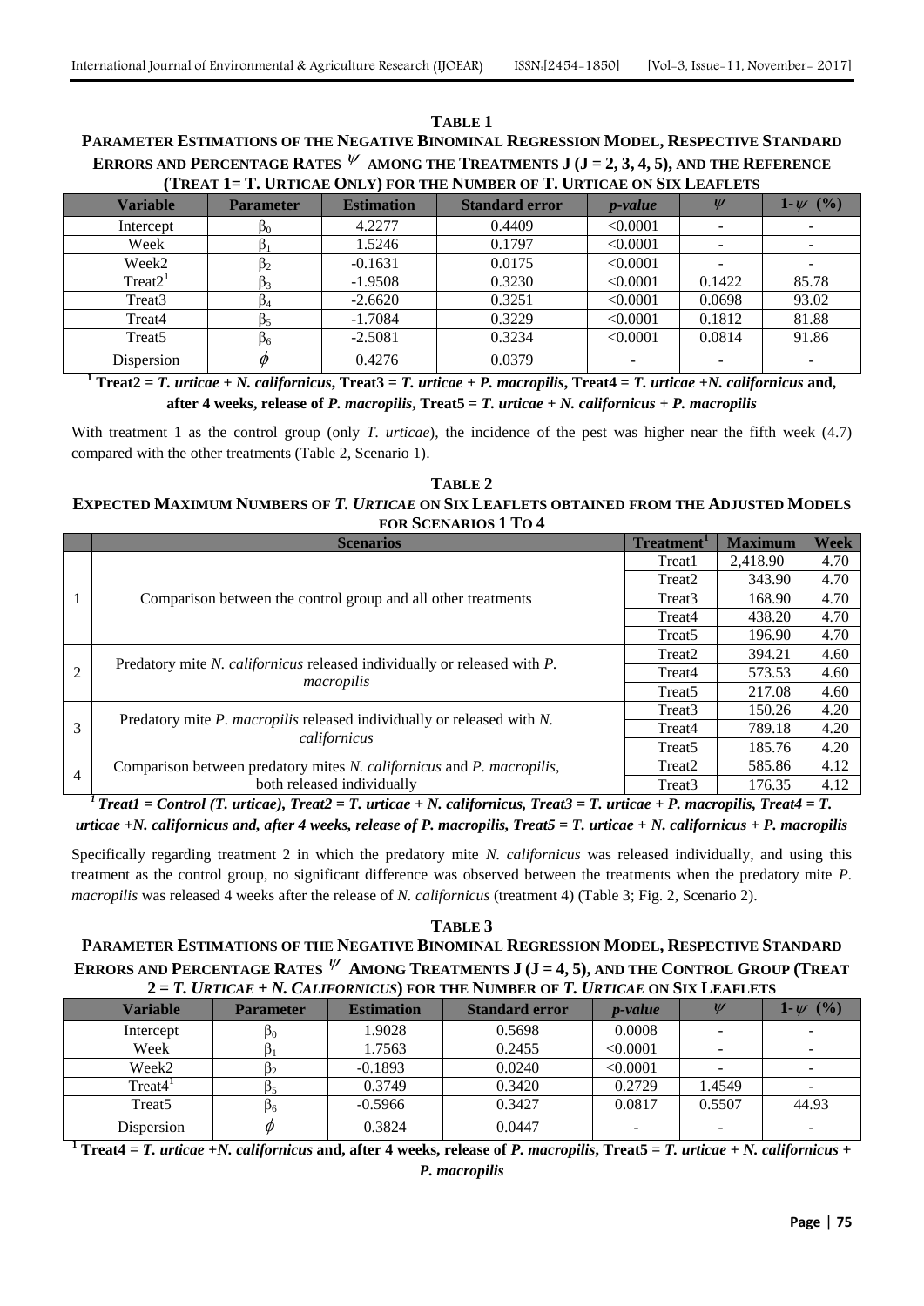**TABLE 1**

**PARAMETER ESTIMATIONS OF THE NEGATIVE BINOMINAL REGRESSION MODEL, RESPECTIVE STANDARD ERRORS AND PERCENTAGE RATES $\psi$ AMONG THE TREATMENTS J (J = 2, 3, 4, 5), AND THE REFERENCE (TREAT 1= T. URTICAE ONLY) FOR THE NUMBER OF T. URTICAE ON SIX LEAFLETS**

| Variable | Parameter | Estimation | Standard error | *p-value* | $\psi$ | $1-\psi$ (%) |
|---|---|---|---|---|---|---|
| Intercept | $\beta_0$ | 4.2277 | 0.4409 | <0.0001 | - | - |
| Week | $\beta_1$ | 1.5246 | 0.1797 | <0.0001 | - | - |
| Week2 | $\beta_2$ | -0.1631 | 0.0175 | <0.0001 | - | - |
| Treat2[1] | $\beta_3$ | -1.9508 | 0.3230 | <0.0001 | 0.1422 | 85.78 |
| Treat3 | $\beta_4$ | -2.6620 | 0.3251 | <0.0001 | 0.0698 | 93.02 |
| Treat4 | $\beta_5$ | -1.7084 | 0.3229 | <0.0001 | 0.1812 | 81.88 |
| Treat5 | $\beta_6$ | -2.5081 | 0.3234 | <0.0001 | 0.0814 | 91.86 |
| Dispersion | $\phi$ | 0.4276 | 0.0379 | - | - | - |

[1] **Treat2 = *T. urticae* + *N. californicus*, Treat3 = *T. urticae* + *P. macropilis*, Treat4 = *T. urticae* +*N. californicus* and, after 4 weeks, release of *P. macropilis*, Treat5 = *T. urticae* + *N. californicus* + *P. macropilis***

With treatment 1 as the control group (only *T. urticae*), the incidence of the pest was higher near the fifth week (4.7) compared with the other treatments (Table 2, Scenario 1).

**TABLE 2**

**EXPECTED MAXIMUM NUMBERS OF *T. URTICAE* ON SIX LEAFLETS OBTAINED FROM THE ADJUSTED MODELS FOR SCENARIOS 1 TO 4**

| | Scenarios | Treatment[1] | Maximum | Week |
|---|---|---|---|---|
| 1 | Comparison between the control group and all other treatments | Treat1 | 2,418.90 | 4.70 |
| | | Treat2 | 343.90 | 4.70 |
| | | Treat3 | 168.90 | 4.70 |
| | | Treat4 | 438.20 | 4.70 |
| | | Treat5 | 196.90 | 4.70 |
| 2 | Predatory mite *N. californicus* released individually or released with *P. macropilis* | Treat2 | 394.21 | 4.60 |
| | | Treat4 | 573.53 | 4.60 |
| | | Treat5 | 217.08 | 4.60 |
| 3 | Predatory mite *P. macropilis* released individually or released with *N. californicus* | Treat3 | 150.26 | 4.20 |
| | | Treat4 | 789.18 | 4.20 |
| | | Treat5 | 185.76 | 4.20 |
| 4 | Comparison between predatory mites *N. californicus* and *P. macropilis*, both released individually | Treat2 | 585.86 | 4.12 |
| | | Treat3 | 176.35 | 4.12 |

[1] ***Treat1 = Control (T. urticae), Treat2 = T. urticae + N. californicus, Treat3 = T. urticae + P. macropilis, Treat4 = T. urticae +N. californicus and, after 4 weeks, release of P. macropilis, Treat5 = T. urticae + N. californicus + P. macropilis***

Specifically regarding treatment 2 in which the predatory mite *N. californicus* was released individually, and using this treatment as the control group, no significant difference was observed between the treatments when the predatory mite *P. macropilis* was released 4 weeks after the release of *N. californicus* (treatment 4) (Table 3; Fig. 2, Scenario 2).

**TABLE 3**

**PARAMETER ESTIMATIONS OF THE NEGATIVE BINOMINAL REGRESSION MODEL, RESPECTIVE STANDARD ERRORS AND PERCENTAGE RATES $\psi$ AMONG TREATMENTS J (J = 4, 5), AND THE CONTROL GROUP (TREAT 2 = *T. URTICAE* + *N. CALIFORNICUS*) FOR THE NUMBER OF *T. URTICAE* ON SIX LEAFLETS**

| Variable | Parameter | Estimation | Standard error | *p-value* | $\psi$ | $1-\psi$ (%) |
|---|---|---|---|---|---|---|
| Intercept | $\beta_0$ | 1.9028 | 0.5698 | 0.0008 | - | - |
| Week | $\beta_1$ | 1.7563 | 0.2455 | <0.0001 | - | - |
| Week2 | $\beta_2$ | -0.1893 | 0.0240 | <0.0001 | - | - |
| Treat4[1] | $\beta_5$ | 0.3749 | 0.3420 | 0.2729 | 1.4549 | - |
| Treat5 | $\beta_6$ | -0.5966 | 0.3427 | 0.0817 | 0.5507 | 44.93 |
| Dispersion | $\phi$ | 0.3824 | 0.0447 | - | - | - |

[1] **Treat4 = *T. urticae* +*N. californicus* and, after 4 weeks, release of *P. macropilis*, Treat5 = *T. urticae* + *N. californicus* + *P. macropilis***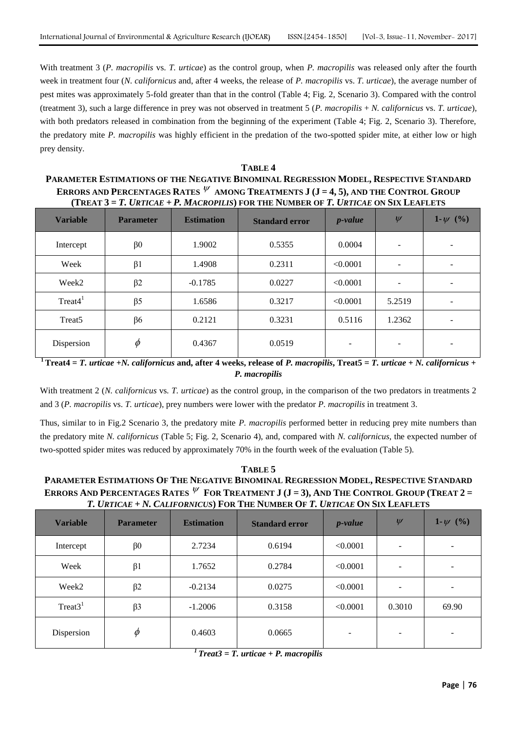With treatment 3 (*P. macropilis* vs. *T. urticae*) as the control group, when *P. macropilis* was released only after the fourth week in treatment four (*N. californicus* and, after 4 weeks, the release of *P. macropilis* vs. *T. urticae*), the average number of pest mites was approximately 5-fold greater than that in the control (Table 4; Fig. 2, Scenario 3). Compared with the control (treatment 3), such a large difference in prey was not observed in treatment 5 (*P. macropilis* + *N. californicus* vs. *T. urticae*), with both predators released in combination from the beginning of the experiment (Table 4; Fig. 2, Scenario 3). Therefore, the predatory mite *P. macropilis* was highly efficient in the predation of the two-spotted spider mite, at either low or high prey density.

**TABLE 4**
**PARAMETER ESTIMATIONS OF THE NEGATIVE BINOMINAL REGRESSION MODEL, RESPECTIVE STANDARD ERRORS AND PERCENTAGES RATES $\psi$ AMONG TREATMENTS J (J = 4, 5), AND THE CONTROL GROUP (TREAT 3 = *T. URTICAE* + *P. MACROPILIS*) FOR THE NUMBER OF *T. URTICAE* ON SIX LEAFLETS**

| Variable | Parameter | Estimation | Standard error | *p-value* | $\psi$ | $1-\psi$ (%) |
|---|---|---|---|---|---|---|
| Intercept | $\beta 0$ | 1.9002 | 0.5355 | 0.0004 | - | - |
| Week | $\beta 1$ | 1.4908 | 0.2311 | <0.0001 | - | - |
| Week2 | $\beta 2$ | -0.1785 | 0.0227 | <0.0001 | - | - |
| Treat4[1] | $\beta 5$ | 1.6586 | 0.3217 | <0.0001 | 5.2519 | - |
| Treat5 | $\beta 6$ | 0.2121 | 0.3231 | 0.5116 | 1.2362 | - |
| Dispersion | $\phi$ | 0.4367 | 0.0519 | - | - | - |

**[1] Treat4 = *T. urticae* +*N. californicus* and, after 4 weeks, release of *P. macropilis*, Treat5 = *T. urticae* + *N. californicus* + *P. macropilis***

With treatment 2 (*N. californicus* vs. *T. urticae*) as the control group, in the comparison of the two predators in treatments 2 and 3 (*P. macropilis* vs. *T. urticae*), prey numbers were lower with the predator *P. macropilis* in treatment 3.

Thus, similar to in Fig.2 Scenario 3, the predatory mite *P. macropilis* performed better in reducing prey mite numbers than the predatory mite *N. californicus* (Table 5; Fig. 2, Scenario 4), and, compared with *N. californicus*, the expected number of two-spotted spider mites was reduced by approximately 70% in the fourth week of the evaluation (Table 5).

**TABLE 5**
**PARAMETER ESTIMATIONS OF THE NEGATIVE BINOMINAL REGRESSION MODEL, RESPECTIVE STANDARD ERRORS AND PERCENTAGES RATES $\psi$ FOR TREATMENT J (J = 3), AND THE CONTROL GROUP (TREAT 2 = *T. URTICAE* + *N. CALIFORNICUS*) FOR THE NUMBER OF *T. URTICAE* ON SIX LEAFLETS**

| Variable | Parameter | Estimation | Standard error | *p-value* | $\psi$ | $1-\psi$ (%) |
|---|---|---|---|---|---|---|
| Intercept | $\beta 0$ | 2.7234 | 0.6194 | <0.0001 | - | - |
| Week | $\beta 1$ | 1.7652 | 0.2784 | <0.0001 | - | - |
| Week2 | $\beta 2$ | -0.2134 | 0.0275 | <0.0001 | - | - |
| Treat3[1] | $\beta 3$ | -1.2006 | 0.3158 | <0.0001 | 0.3010 | 69.90 |
| Dispersion | $\phi$ | 0.4603 | 0.0665 | - | - | - |

***[1] Treat3 = T. urticae + P. macropilis***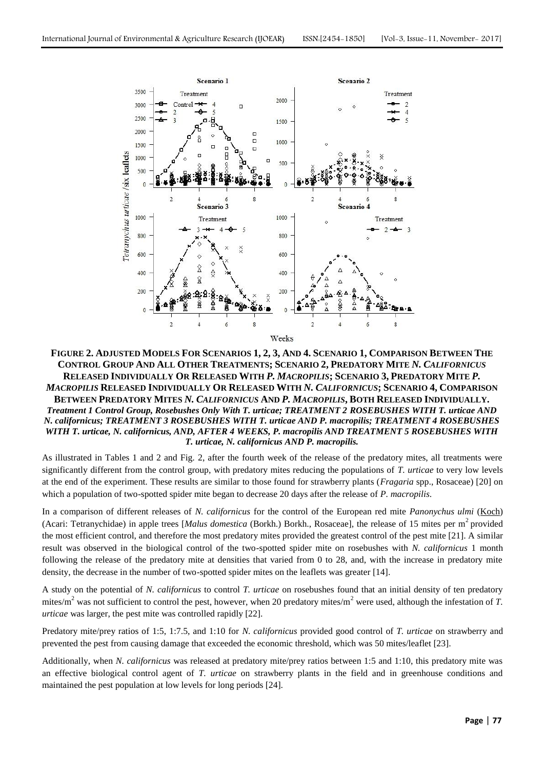**FIGURE 2. ADJUSTED MODELS FOR SCENARIOS 1, 2, 3, AND 4. SCENARIO 1, COMPARISON BETWEEN THE CONTROL GROUP AND ALL OTHER TREATMENTS; SCENARIO 2, PREDATORY MITE *N. CALIFORNICUS* RELEASED INDIVIDUALLY OR RELEASED WITH *P. MACROPILIS*; SCENARIO 3, PREDATORY MITE *P. MACROPILIS* RELEASED INDIVIDUALLY OR RELEASED WITH *N. CALIFORNICUS*; SCENARIO 4, COMPARISON BETWEEN PREDATORY MITES *N. CALIFORNICUS* AND *P. MACROPILIS*, BOTH RELEASED INDIVIDUALLY.** ***Treatment 1 Control Group, Rosebushes Only With T. urticae; TREATMENT 2 ROSEBUSHES WITH T. urticae AND N. californicus; TREATMENT 3 ROSEBUSHES WITH T. urticae AND P. macropilis; TREATMENT 4 ROSEBUSHES WITH T. urticae, N. californicus, AND, AFTER 4 WEEKS, P. macropilis AND TREATMENT 5 ROSEBUSHES WITH T. urticae, N. californicus AND P. macropilis.***

As illustrated in Tables 1 and 2 and Fig. 2, after the fourth week of the release of the predatory mites, all treatments were significantly different from the control group, with predatory mites reducing the populations of *T. urticae* to very low levels at the end of the experiment. These results are similar to those found for strawberry plants (*Fragaria* spp., Rosaceae) [20] on which a population of two-spotted spider mite began to decrease 20 days after the release of *P. macropilis*.

In a comparison of different releases of *N. californicus* for the control of the European red mite *Panonychus ulmi* (Koch) (Acari: Tetranychidae) in apple trees [*Malus domestica* (Borkh.) Borkh., Rosaceae], the release of 15 mites per $m^2$ provided the most efficient control, and therefore the most predatory mites provided the greatest control of the pest mite [21]. A similar result was observed in the biological control of the two-spotted spider mite on rosebushes with *N. californicus* 1 month following the release of the predatory mite at densities that varied from 0 to 28, and, with the increase in predatory mite density, the decrease in the number of two-spotted spider mites on the leaflets was greater [14].

A study on the potential of *N. californicus* to control *T. urticae* on rosebushes found that an initial density of ten predatory mites/$m^2$ was not sufficient to control the pest, however, when 20 predatory mites/$m^2$ were used, although the infestation of *T. urticae* was larger, the pest mite was controlled rapidly [22].

Predatory mite/prey ratios of 1:5, 1:7.5, and 1:10 for *N. californicus* provided good control of *T. urticae* on strawberry and prevented the pest from causing damage that exceeded the economic threshold, which was 50 mites/leaflet [23].

Additionally, when *N. californicus* was released at predatory mite/prey ratios between 1:5 and 1:10, this predatory mite was an effective biological control agent of *T. urticae* on strawberry plants in the field and in greenhouse conditions and maintained the pest population at low levels for long periods [24].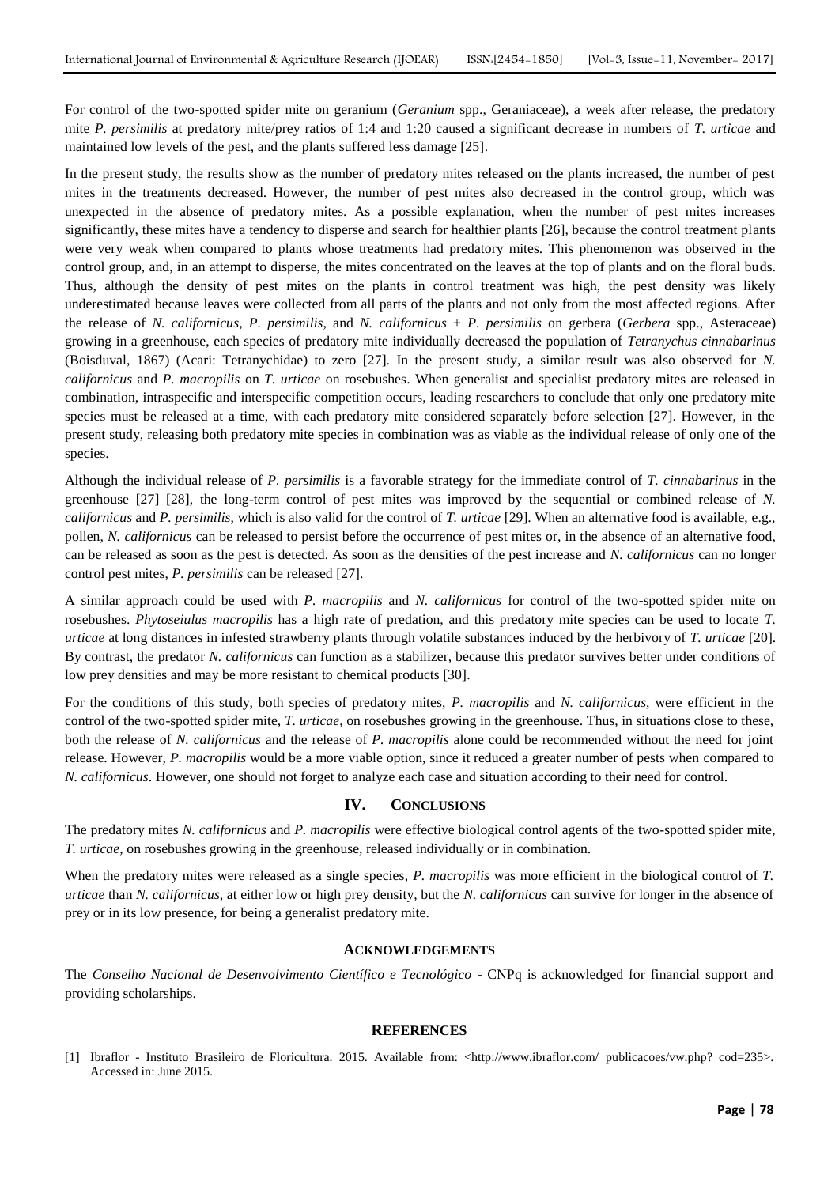For control of the two-spotted spider mite on geranium (*Geranium* spp., Geraniaceae), a week after release, the predatory mite *P. persimilis* at predatory mite/prey ratios of 1:4 and 1:20 caused a significant decrease in numbers of *T. urticae* and maintained low levels of the pest, and the plants suffered less damage [25].

In the present study, the results show as the number of predatory mites released on the plants increased, the number of pest mites in the treatments decreased. However, the number of pest mites also decreased in the control group, which was unexpected in the absence of predatory mites. As a possible explanation, when the number of pest mites increases significantly, these mites have a tendency to disperse and search for healthier plants [26], because the control treatment plants were very weak when compared to plants whose treatments had predatory mites. This phenomenon was observed in the control group, and, in an attempt to disperse, the mites concentrated on the leaves at the top of plants and on the floral buds. Thus, although the density of pest mites on the plants in control treatment was high, the pest density was likely underestimated because leaves were collected from all parts of the plants and not only from the most affected regions. After the release of *N. californicus*, *P. persimilis*, and *N. californicus* + *P. persimilis* on gerbera (*Gerbera* spp., Asteraceae) growing in a greenhouse, each species of predatory mite individually decreased the population of *Tetranychus cinnabarinus* (Boisduval, 1867) (Acari: Tetranychidae) to zero [27]. In the present study, a similar result was also observed for *N. californicus* and *P. macropilis* on *T. urticae* on rosebushes. When generalist and specialist predatory mites are released in combination, intraspecific and interspecific competition occurs, leading researchers to conclude that only one predatory mite species must be released at a time, with each predatory mite considered separately before selection [27]. However, in the present study, releasing both predatory mite species in combination was as viable as the individual release of only one of the species.

Although the individual release of *P. persimilis* is a favorable strategy for the immediate control of *T. cinnabarinus* in the greenhouse [27] [28], the long-term control of pest mites was improved by the sequential or combined release of *N. californicus* and *P. persimilis*, which is also valid for the control of *T. urticae* [29]. When an alternative food is available, e.g., pollen, *N. californicus* can be released to persist before the occurrence of pest mites or, in the absence of an alternative food, can be released as soon as the pest is detected. As soon as the densities of the pest increase and *N. californicus* can no longer control pest mites, *P. persimilis* can be released [27].

A similar approach could be used with *P. macropilis* and *N. californicus* for control of the two-spotted spider mite on rosebushes. *Phytoseiulus macropilis* has a high rate of predation, and this predatory mite species can be used to locate *T. urticae* at long distances in infested strawberry plants through volatile substances induced by the herbivory of *T. urticae* [20]. By contrast, the predator *N. californicus* can function as a stabilizer, because this predator survives better under conditions of low prey densities and may be more resistant to chemical products [30].

For the conditions of this study, both species of predatory mites, *P. macropilis* and *N. californicus*, were efficient in the control of the two-spotted spider mite, *T. urticae*, on rosebushes growing in the greenhouse. Thus, in situations close to these, both the release of *N. californicus* and the release of *P. macropilis* alone could be recommended without the need for joint release. However, *P. macropilis* would be a more viable option, since it reduced a greater number of pests when compared to *N. californicus*. However, one should not forget to analyze each case and situation according to their need for control.

## IV. CONCLUSIONS

The predatory mites *N. californicus* and *P. macropilis* were effective biological control agents of the two-spotted spider mite, *T. urticae*, on rosebushes growing in the greenhouse, released individually or in combination.

When the predatory mites were released as a single species, *P. macropilis* was more efficient in the biological control of *T. urticae* than *N. californicus*, at either low or high prey density, but the *N. californicus* can survive for longer in the absence of prey or in its low presence, for being a generalist predatory mite.

## ACKNOWLEDGEMENTS

The *Conselho Nacional de Desenvolvimento Científico e Tecnológico* - CNPq is acknowledged for financial support and providing scholarships.

## REFERENCES

[1] Ibraflor - Instituto Brasileiro de Floricultura. 2015. Available from: <http://www.ibraflor.com/ publicacoes/vw.php? cod=235>. Accessed in: June 2015.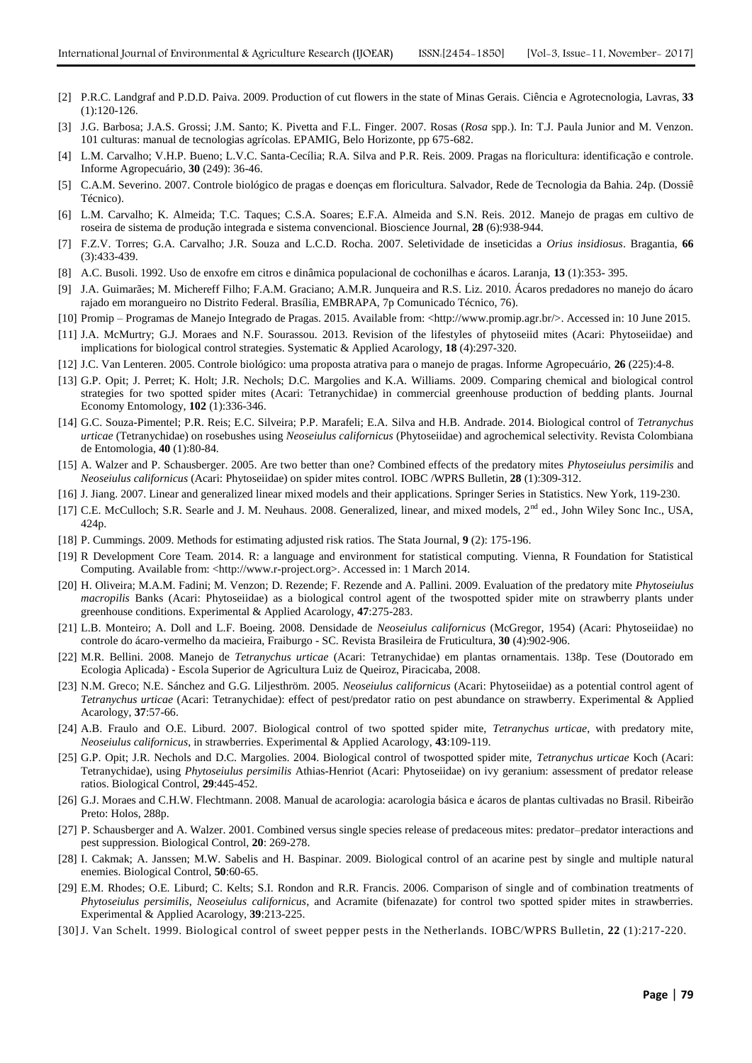[2] P.R.C. Landgraf and P.D.D. Paiva. 2009. Production of cut flowers in the state of Minas Gerais. Ciência e Agrotecnologia, Lavras, **33** (1):120-126.

[3] J.G. Barbosa; J.A.S. Grossi; J.M. Santo; K. Pivetta and F.L. Finger. 2007. Rosas (*Rosa* spp.). In: T.J. Paula Junior and M. Venzon. 101 culturas: manual de tecnologias agrícolas. EPAMIG, Belo Horizonte, pp 675-682.

[4] L.M. Carvalho; V.H.P. Bueno; L.V.C. Santa-Cecília; R.A. Silva and P.R. Reis. 2009. Pragas na floricultura: identificação e controle. Informe Agropecuário, **30** (249): 36-46.

[5] C.A.M. Severino. 2007. Controle biológico de pragas e doenças em floricultura. Salvador, Rede de Tecnologia da Bahia. 24p. (Dossiê Técnico).

[6] L.M. Carvalho; K. Almeida; T.C. Taques; C.S.A. Soares; E.F.A. Almeida and S.N. Reis. 2012. Manejo de pragas em cultivo de roseira de sistema de produção integrada e sistema convencional. Bioscience Journal, **28** (6):938-944.

[7] F.Z.V. Torres; G.A. Carvalho; J.R. Souza and L.C.D. Rocha. 2007. Seletividade de inseticidas a *Orius insidiosus*. Bragantia, **66** (3):433-439.

[8] A.C. Busoli. 1992. Uso de enxofre em citros e dinâmica populacional de cochonilhas e ácaros. Laranja, **13** (1):353- 395.

[9] J.A. Guimarães; M. Michereff Filho; F.A.M. Graciano; A.M.R. Junqueira and R.S. Liz. 2010. Ácaros predadores no manejo do ácaro rajado em morangueiro no Distrito Federal. Brasília, EMBRAPA, 7p Comunicado Técnico, 76).

[10] Promip – Programas de Manejo Integrado de Pragas. 2015. Available from: <http://www.promip.agr.br/>. Accessed in: 10 June 2015.

[11] J.A. McMurtry; G.J. Moraes and N.F. Sourassou. 2013. Revision of the lifestyles of phytoseiid mites (Acari: Phytoseiidae) and implications for biological control strategies. Systematic & Applied Acarology, **18** (4):297-320.

[12] J.C. Van Lenteren. 2005. Controle biológico: uma proposta atrativa para o manejo de pragas. Informe Agropecuário, **26** (225):4-8.

[13] G.P. Opit; J. Perret; K. Holt; J.R. Nechols; D.C. Margolies and K.A. Williams. 2009. Comparing chemical and biological control strategies for two spotted spider mites (Acari: Tetranychidae) in commercial greenhouse production of bedding plants. Journal Economy Entomology, **102** (1):336-346.

[14] G.C. Souza-Pimentel; P.R. Reis; E.C. Silveira; P.P. Marafeli; E.A. Silva and H.B. Andrade. 2014. Biological control of *Tetranychus urticae* (Tetranychidae) on rosebushes using *Neoseiulus californicus* (Phytoseiidae) and agrochemical selectivity. Revista Colombiana de Entomologia, **40** (1):80-84.

[15] A. Walzer and P. Schausberger. 2005. Are two better than one? Combined effects of the predatory mites *Phytoseiulus persimilis* and *Neoseiulus californicus* (Acari: Phytoseiidae) on spider mites control. IOBC /WPRS Bulletin, **28** (1):309-312.

[16] J. Jiang. 2007. Linear and generalized linear mixed models and their applications. Springer Series in Statistics. New York, 119-230.

[17] C.E. McCulloch; S.R. Searle and J. M. Neuhaus. 2008. Generalized, linear, and mixed models, 2nd ed., John Wiley Sonc Inc., USA, 424p.

[18] P. Cummings. 2009. Methods for estimating adjusted risk ratios. The Stata Journal, **9** (2): 175-196.

[19] R Development Core Team. 2014. R: a language and environment for statistical computing. Vienna, R Foundation for Statistical Computing. Available from: <http://www.r-project.org>. Accessed in: 1 March 2014.

[20] H. Oliveira; M.A.M. Fadini; M. Venzon; D. Rezende; F. Rezende and A. Pallini. 2009. Evaluation of the predatory mite *Phytoseiulus macropilis* Banks (Acari: Phytoseiidae) as a biological control agent of the twospotted spider mite on strawberry plants under greenhouse conditions. Experimental & Applied Acarology, **47**:275-283.

[21] L.B. Monteiro; A. Doll and L.F. Boeing. 2008. Densidade de *Neoseiulus californicus* (McGregor, 1954) (Acari: Phytoseiidae) no controle do ácaro-vermelho da macieira, Fraiburgo - SC. Revista Brasileira de Fruticultura, **30** (4):902-906.

[22] M.R. Bellini. 2008. Manejo de *Tetranychus urticae* (Acari: Tetranychidae) em plantas ornamentais. 138p. Tese (Doutorado em Ecologia Aplicada) - Escola Superior de Agricultura Luiz de Queiroz, Piracicaba, 2008.

[23] N.M. Greco; N.E. Sánchez and G.G. Liljesthröm. 2005. *Neoseiulus californicus* (Acari: Phytoseiidae) as a potential control agent of *Tetranychus urticae* (Acari: Tetranychidae): effect of pest/predator ratio on pest abundance on strawberry. Experimental & Applied Acarology, **37**:57-66.

[24] A.B. Fraulo and O.E. Liburd. 2007. Biological control of two spotted spider mite, *Tetranychus urticae*, with predatory mite, *Neoseiulus californicus*, in strawberries. Experimental & Applied Acarology, **43**:109-119.

[25] G.P. Opit; J.R. Nechols and D.C. Margolies. 2004. Biological control of twospotted spider mite, *Tetranychus urticae* Koch (Acari: Tetranychidae), using *Phytoseiulus persimilis* Athias-Henriot (Acari: Phytoseiidae) on ivy geranium: assessment of predator release ratios. Biological Control, **29**:445-452.

[26] G.J. Moraes and C.H.W. Flechtmann. 2008. Manual de acarologia: acarologia básica e ácaros de plantas cultivadas no Brasil. Ribeirão Preto: Holos, 288p.

[27] P. Schausberger and A. Walzer. 2001. Combined versus single species release of predaceous mites: predator–predator interactions and pest suppression. Biological Control, **20**: 269-278.

[28] I. Cakmak; A. Janssen; M.W. Sabelis and H. Baspinar. 2009. Biological control of an acarine pest by single and multiple natural enemies. Biological Control, **50**:60-65.

[29] E.M. Rhodes; O.E. Liburd; C. Kelts; S.I. Rondon and R.R. Francis. 2006. Comparison of single and of combination treatments of *Phytoseiulus persimilis*, *Neoseiulus californicus*, and Acramite (bifenazate) for control two spotted spider mites in strawberries. Experimental & Applied Acarology, **39**:213-225.

[30] J. Van Schelt. 1999. Biological control of sweet pepper pests in the Netherlands. IOBC/WPRS Bulletin, **22** (1):217-220.